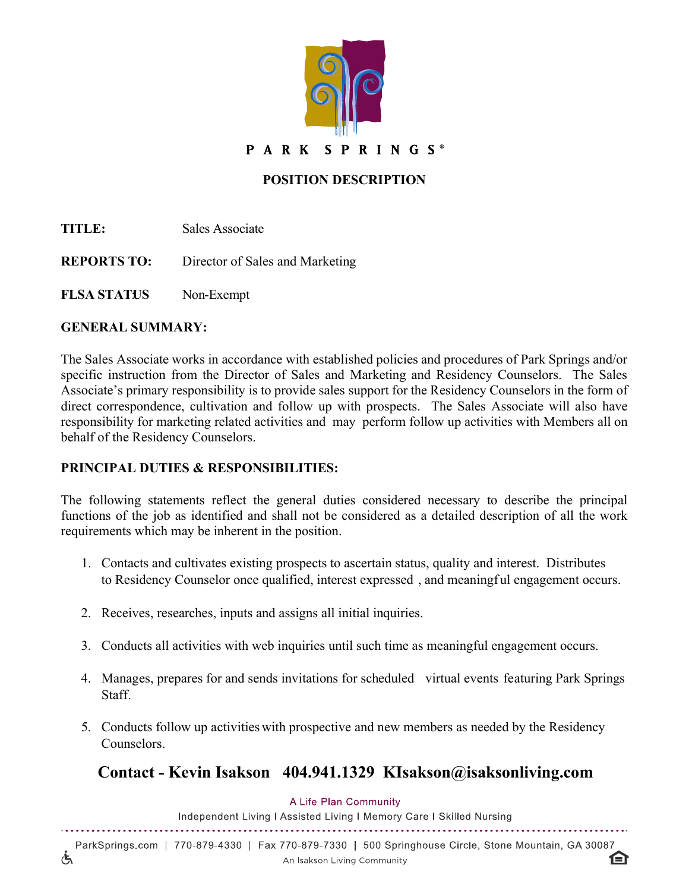PARK SPRINGS®

# POSITION DESCRIPTION

**TITLE:** Sales Associate

**REPORTS TO:** Director of Sales and Marketing

**FLSA STATUS** Non-Exempt

**GENERAL SUMMARY:**

The Sales Associate works in accordance with established policies and procedures of Park Springs and/or specific instruction from the Director of Sales and Marketing and Residency Counselors. The Sales Associate's primary responsibility is to provide sales support for the Residency Counselors in the form of direct correspondence, cultivation and follow up with prospects. The Sales Associate will also have responsibility for marketing related activities and may perform follow up activities with Members all on behalf of the Residency Counselors.

**PRINCIPAL DUTIES & RESPONSIBILITIES:**

The following statements reflect the general duties considered necessary to describe the principal functions of the job as identified and shall not be considered as a detailed description of all the work requirements which may be inherent in the position.

1. Contacts and cultivates existing prospects to ascertain status, quality and interest. Distributes to Residency Counselor once qualified, interest expressed , and meaningful engagement occurs.
2. Receives, researches, inputs and assigns all initial inquiries.
3. Conducts all activities with web inquiries until such time as meaningful engagement occurs.
4. Manages, prepares for and sends invitations for scheduled virtual events featuring Park Springs Staff.
5. Conducts follow up activities with prospective and new members as needed by the Residency Counselors.

**Contact - Kevin Isakson 404.941.1329 KIsakson@isaksonliving.com**

A Life Plan Community

Independent Living I Assisted Living I Memory Care I Skilled Nursing

ParkSprings.com | 770-879-4330 | Fax 770-879-7330 | 500 Springhouse Circle, Stone Mountain, GA 30087

An Isakson Living Community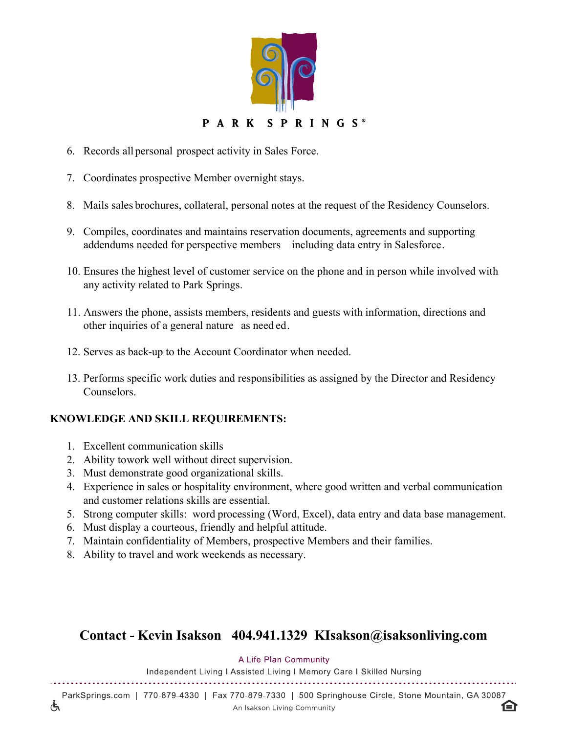PARK SPRINGS®

6. Records all personal prospect activity in Sales Force.
7. Coordinates prospective Member overnight stays.
8. Mails sales brochures, collateral, personal notes at the request of the Residency Counselors.
9. Compiles, coordinates and maintains reservation documents, agreements and supporting addendums needed for perspective members including data entry in Salesforce.
10. Ensures the highest level of customer service on the phone and in person while involved with any activity related to Park Springs.
11. Answers the phone, assists members, residents and guests with information, directions and other inquiries of a general nature as needed.
12. Serves as back-up to the Account Coordinator when needed.
13. Performs specific work duties and responsibilities as assigned by the Director and Residency Counselors.

**KNOWLEDGE AND SKILL REQUIREMENTS:**

1. Excellent communication skills
2. Ability towork well without direct supervision.
3. Must demonstrate good organizational skills.
4. Experience in sales or hospitality environment, where good written and verbal communication and customer relations skills are essential.
5. Strong computer skills: word processing (Word, Excel), data entry and data base management.
6. Must display a courteous, friendly and helpful attitude.
7. Maintain confidentiality of Members, prospective Members and their families.
8. Ability to travel and work weekends as necessary.

**Contact - Kevin Isakson 404.941.1329 KIsakson@isaksonliving.com**

A Life Plan Community

Independent Living I Assisted Living I Memory Care I Skilled Nursing

ParkSprings.com | 770-879-4330 | Fax 770-879-7330 | 500 Springhouse Circle, Stone Mountain, GA 30087

An Isakson Living Community